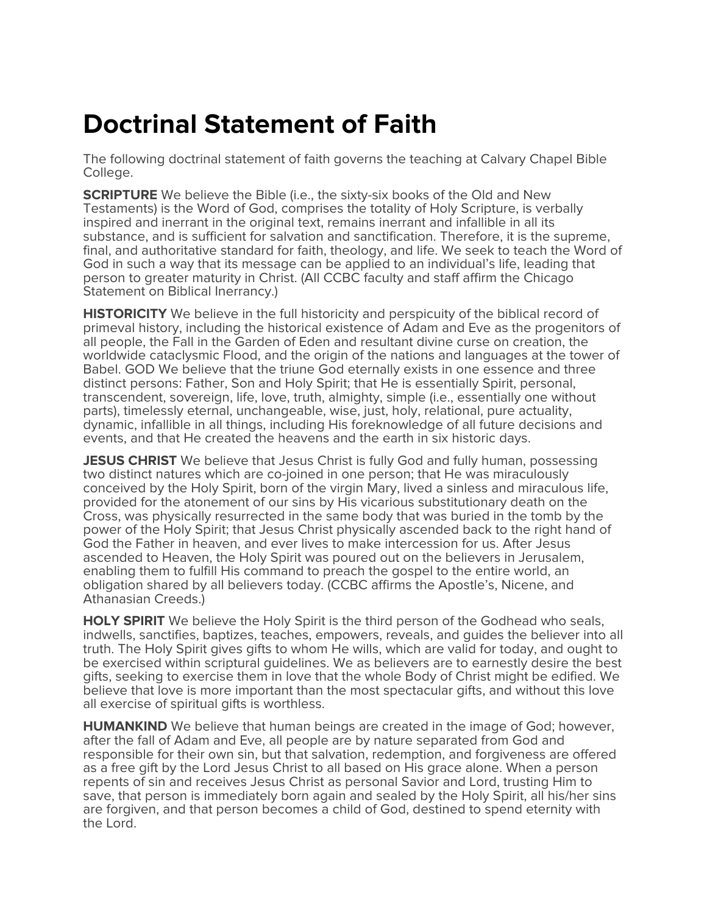# Doctrinal Statement of Faith

The following doctrinal statement of faith governs the teaching at Calvary Chapel Bible College.

**SCRIPTURE** We believe the Bible (i.e., the sixty-six books of the Old and New Testaments) is the Word of God, comprises the totality of Holy Scripture, is verbally inspired and inerrant in the original text, remains inerrant and infallible in all its substance, and is sufficient for salvation and sanctification. Therefore, it is the supreme, final, and authoritative standard for faith, theology, and life. We seek to teach the Word of God in such a way that its message can be applied to an individual's life, leading that person to greater maturity in Christ. (All CCBC faculty and staff affirm the Chicago Statement on Biblical Inerrancy.)

**HISTORICITY** We believe in the full historicity and perspicuity of the biblical record of primeval history, including the historical existence of Adam and Eve as the progenitors of all people, the Fall in the Garden of Eden and resultant divine curse on creation, the worldwide cataclysmic Flood, and the origin of the nations and languages at the tower of Babel. GOD We believe that the triune God eternally exists in one essence and three distinct persons: Father, Son and Holy Spirit; that He is essentially Spirit, personal, transcendent, sovereign, life, love, truth, almighty, simple (i.e., essentially one without parts), timelessly eternal, unchangeable, wise, just, holy, relational, pure actuality, dynamic, infallible in all things, including His foreknowledge of all future decisions and events, and that He created the heavens and the earth in six historic days.

**JESUS CHRIST** We believe that Jesus Christ is fully God and fully human, possessing two distinct natures which are co-joined in one person; that He was miraculously conceived by the Holy Spirit, born of the virgin Mary, lived a sinless and miraculous life, provided for the atonement of our sins by His vicarious substitutionary death on the Cross, was physically resurrected in the same body that was buried in the tomb by the power of the Holy Spirit; that Jesus Christ physically ascended back to the right hand of God the Father in heaven, and ever lives to make intercession for us. After Jesus ascended to Heaven, the Holy Spirit was poured out on the believers in Jerusalem, enabling them to fulfill His command to preach the gospel to the entire world, an obligation shared by all believers today. (CCBC affirms the Apostle's, Nicene, and Athanasian Creeds.)

**HOLY SPIRIT** We believe the Holy Spirit is the third person of the Godhead who seals, indwells, sanctifies, baptizes, teaches, empowers, reveals, and guides the believer into all truth. The Holy Spirit gives gifts to whom He wills, which are valid for today, and ought to be exercised within scriptural guidelines. We as believers are to earnestly desire the best gifts, seeking to exercise them in love that the whole Body of Christ might be edified. We believe that love is more important than the most spectacular gifts, and without this love all exercise of spiritual gifts is worthless.

**HUMANKIND** We believe that human beings are created in the image of God; however, after the fall of Adam and Eve, all people are by nature separated from God and responsible for their own sin, but that salvation, redemption, and forgiveness are offered as a free gift by the Lord Jesus Christ to all based on His grace alone. When a person repents of sin and receives Jesus Christ as personal Savior and Lord, trusting Him to save, that person is immediately born again and sealed by the Holy Spirit, all his/her sins are forgiven, and that person becomes a child of God, destined to spend eternity with the Lord.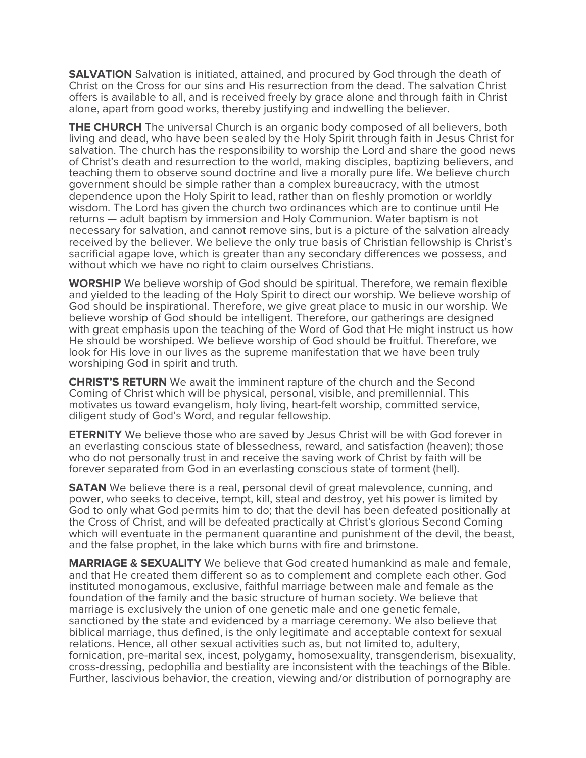**SALVATION** Salvation is initiated, attained, and procured by God through the death of Christ on the Cross for our sins and His resurrection from the dead. The salvation Christ offers is available to all, and is received freely by grace alone and through faith in Christ alone, apart from good works, thereby justifying and indwelling the believer.

**THE CHURCH** The universal Church is an organic body composed of all believers, both living and dead, who have been sealed by the Holy Spirit through faith in Jesus Christ for salvation. The church has the responsibility to worship the Lord and share the good news of Christ's death and resurrection to the world, making disciples, baptizing believers, and teaching them to observe sound doctrine and live a morally pure life. We believe church government should be simple rather than a complex bureaucracy, with the utmost dependence upon the Holy Spirit to lead, rather than on fleshly promotion or worldly wisdom. The Lord has given the church two ordinances which are to continue until He returns — adult baptism by immersion and Holy Communion. Water baptism is not necessary for salvation, and cannot remove sins, but is a picture of the salvation already received by the believer. We believe the only true basis of Christian fellowship is Christ's sacrificial agape love, which is greater than any secondary differences we possess, and without which we have no right to claim ourselves Christians.

**WORSHIP** We believe worship of God should be spiritual. Therefore, we remain flexible and yielded to the leading of the Holy Spirit to direct our worship. We believe worship of God should be inspirational. Therefore, we give great place to music in our worship. We believe worship of God should be intelligent. Therefore, our gatherings are designed with great emphasis upon the teaching of the Word of God that He might instruct us how He should be worshiped. We believe worship of God should be fruitful. Therefore, we look for His love in our lives as the supreme manifestation that we have been truly worshiping God in spirit and truth.

**CHRIST'S RETURN** We await the imminent rapture of the church and the Second Coming of Christ which will be physical, personal, visible, and premillennial. This motivates us toward evangelism, holy living, heart-felt worship, committed service, diligent study of God's Word, and regular fellowship.

**ETERNITY** We believe those who are saved by Jesus Christ will be with God forever in an everlasting conscious state of blessedness, reward, and satisfaction (heaven); those who do not personally trust in and receive the saving work of Christ by faith will be forever separated from God in an everlasting conscious state of torment (hell).

**SATAN** We believe there is a real, personal devil of great malevolence, cunning, and power, who seeks to deceive, tempt, kill, steal and destroy, yet his power is limited by God to only what God permits him to do; that the devil has been defeated positionally at the Cross of Christ, and will be defeated practically at Christ's glorious Second Coming which will eventuate in the permanent quarantine and punishment of the devil, the beast, and the false prophet, in the lake which burns with fire and brimstone.

**MARRIAGE & SEXUALITY** We believe that God created humankind as male and female, and that He created them different so as to complement and complete each other. God instituted monogamous, exclusive, faithful marriage between male and female as the foundation of the family and the basic structure of human society. We believe that marriage is exclusively the union of one genetic male and one genetic female, sanctioned by the state and evidenced by a marriage ceremony. We also believe that biblical marriage, thus defined, is the only legitimate and acceptable context for sexual relations. Hence, all other sexual activities such as, but not limited to, adultery, fornication, pre-marital sex, incest, polygamy, homosexuality, transgenderism, bisexuality, cross-dressing, pedophilia and bestiality are inconsistent with the teachings of the Bible. Further, lascivious behavior, the creation, viewing and/or distribution of pornography are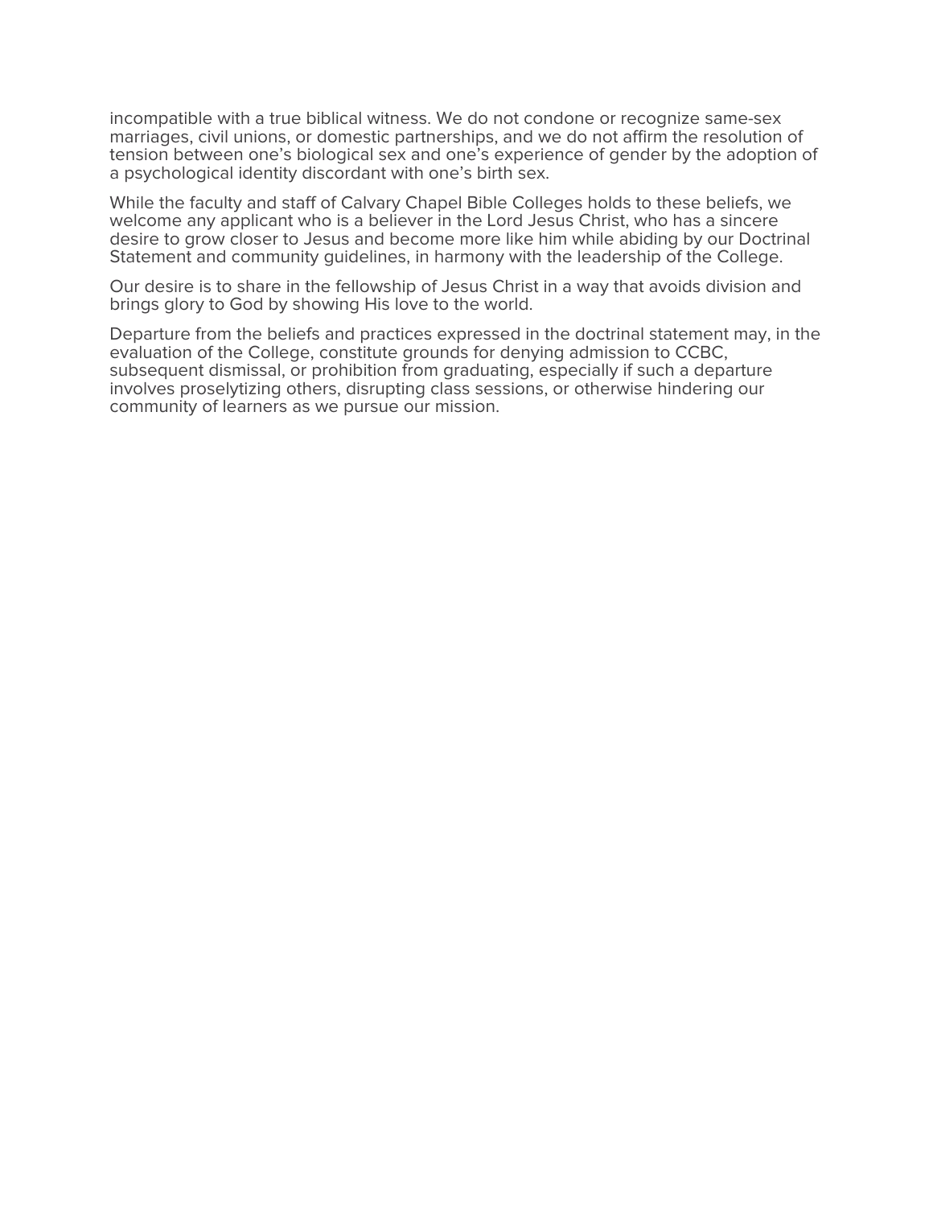incompatible with a true biblical witness. We do not condone or recognize same-sex marriages, civil unions, or domestic partnerships, and we do not affirm the resolution of tension between one's biological sex and one's experience of gender by the adoption of a psychological identity discordant with one's birth sex.

While the faculty and staff of Calvary Chapel Bible Colleges holds to these beliefs, we welcome any applicant who is a believer in the Lord Jesus Christ, who has a sincere desire to grow closer to Jesus and become more like him while abiding by our Doctrinal Statement and community guidelines, in harmony with the leadership of the College.

Our desire is to share in the fellowship of Jesus Christ in a way that avoids division and brings glory to God by showing His love to the world.

Departure from the beliefs and practices expressed in the doctrinal statement may, in the evaluation of the College, constitute grounds for denying admission to CCBC, subsequent dismissal, or prohibition from graduating, especially if such a departure involves proselytizing others, disrupting class sessions, or otherwise hindering our community of learners as we pursue our mission.